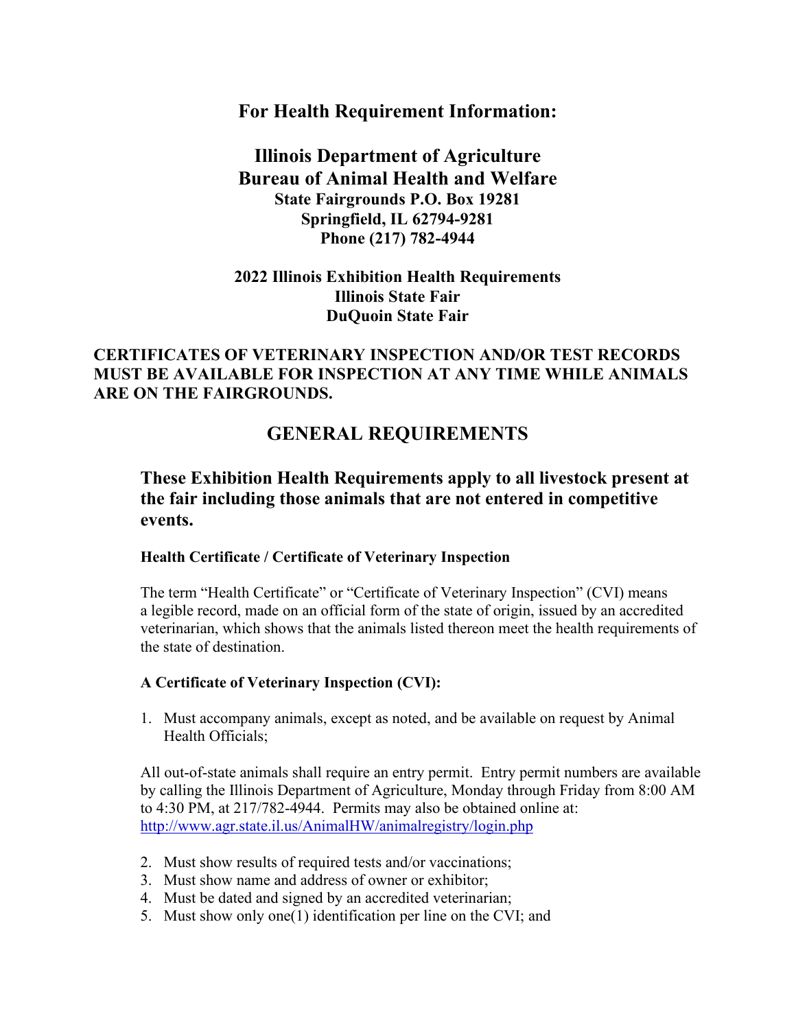## For Health Requirement Information:

# Illinois Department of Agriculture
# Bureau of Animal Health and Welfare

**State Fairgrounds P.O. Box 19281**
**Springfield, IL 62794-9281**
**Phone (217) 782-4944**

**2022 Illinois Exhibition Health Requirements**
**Illinois State Fair**
**DuQuoin State Fair**

**CERTIFICATES OF VETERINARY INSPECTION AND/OR TEST RECORDS MUST BE AVAILABLE FOR INSPECTION AT ANY TIME WHILE ANIMALS ARE ON THE FAIRGROUNDS.**

## GENERAL REQUIREMENTS

### These Exhibition Health Requirements apply to all livestock present at the fair including those animals that are not entered in competitive events.

**Health Certificate / Certificate of Veterinary Inspection**

The term "Health Certificate" or "Certificate of Veterinary Inspection" (CVI) means a legible record, made on an official form of the state of origin, issued by an accredited veterinarian, which shows that the animals listed thereon meet the health requirements of the state of destination.

**A Certificate of Veterinary Inspection (CVI):**

1. Must accompany animals, except as noted, and be available on request by Animal Health Officials;

All out-of-state animals shall require an entry permit. Entry permit numbers are available by calling the Illinois Department of Agriculture, Monday through Friday from 8:00 AM to 4:30 PM, at 217/782-4944. Permits may also be obtained online at: http://www.agr.state.il.us/AnimalHW/animalregistry/login.php

2. Must show results of required tests and/or vaccinations;
3. Must show name and address of owner or exhibitor;
4. Must be dated and signed by an accredited veterinarian;
5. Must show only one(1) identification per line on the CVI; and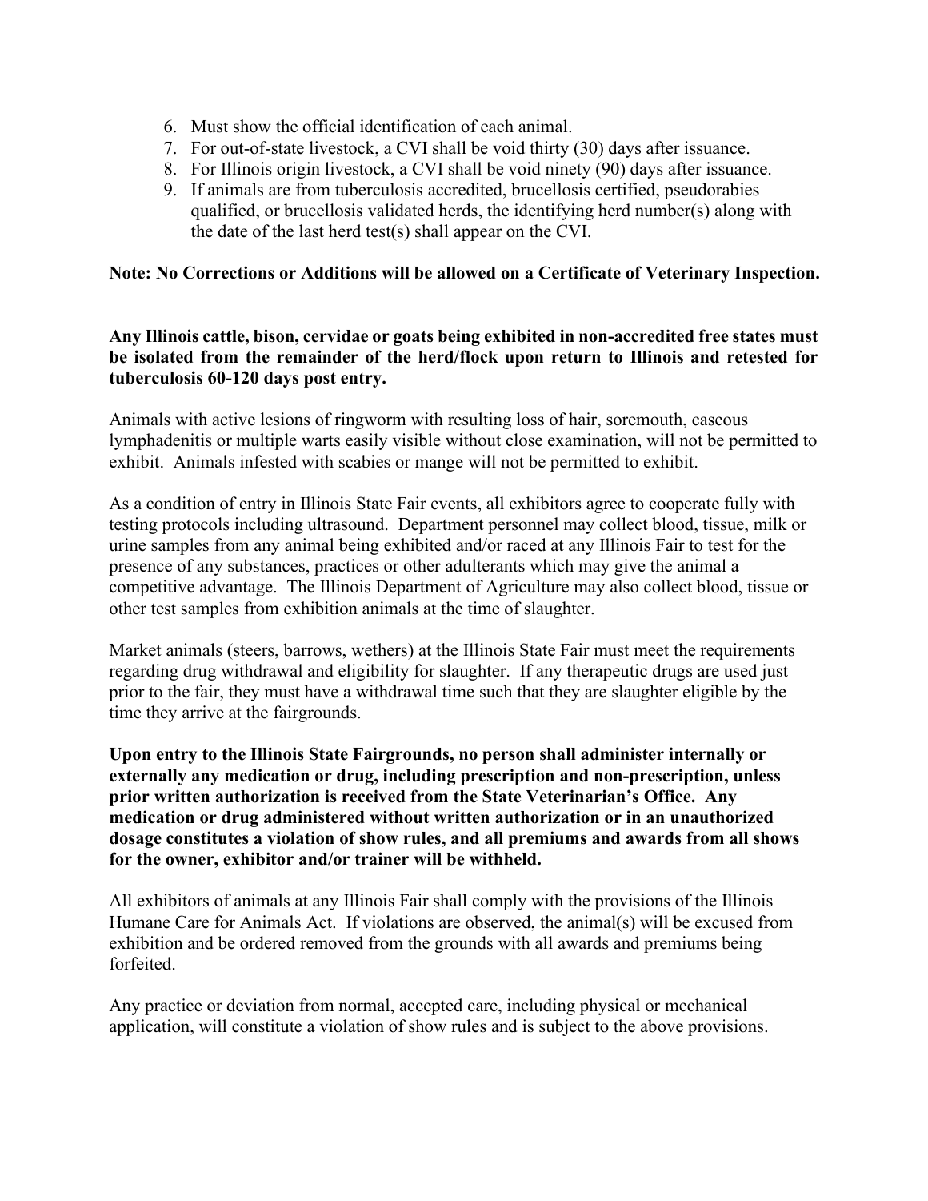6. Must show the official identification of each animal.
7. For out-of-state livestock, a CVI shall be void thirty (30) days after issuance.
8. For Illinois origin livestock, a CVI shall be void ninety (90) days after issuance.
9. If animals are from tuberculosis accredited, brucellosis certified, pseudorabies qualified, or brucellosis validated herds, the identifying herd number(s) along with the date of the last herd test(s) shall appear on the CVI.

**Note: No Corrections or Additions will be allowed on a Certificate of Veterinary Inspection.**

**Any Illinois cattle, bison, cervidae or goats being exhibited in non-accredited free states must be isolated from the remainder of the herd/flock upon return to Illinois and retested for tuberculosis 60-120 days post entry.**

Animals with active lesions of ringworm with resulting loss of hair, soremouth, caseous lymphadenitis or multiple warts easily visible without close examination, will not be permitted to exhibit. Animals infested with scabies or mange will not be permitted to exhibit.

As a condition of entry in Illinois State Fair events, all exhibitors agree to cooperate fully with testing protocols including ultrasound. Department personnel may collect blood, tissue, milk or urine samples from any animal being exhibited and/or raced at any Illinois Fair to test for the presence of any substances, practices or other adulterants which may give the animal a competitive advantage. The Illinois Department of Agriculture may also collect blood, tissue or other test samples from exhibition animals at the time of slaughter.

Market animals (steers, barrows, wethers) at the Illinois State Fair must meet the requirements regarding drug withdrawal and eligibility for slaughter. If any therapeutic drugs are used just prior to the fair, they must have a withdrawal time such that they are slaughter eligible by the time they arrive at the fairgrounds.

**Upon entry to the Illinois State Fairgrounds, no person shall administer internally or externally any medication or drug, including prescription and non-prescription, unless prior written authorization is received from the State Veterinarian's Office. Any medication or drug administered without written authorization or in an unauthorized dosage constitutes a violation of show rules, and all premiums and awards from all shows for the owner, exhibitor and/or trainer will be withheld.**

All exhibitors of animals at any Illinois Fair shall comply with the provisions of the Illinois Humane Care for Animals Act. If violations are observed, the animal(s) will be excused from exhibition and be ordered removed from the grounds with all awards and premiums being forfeited.

Any practice or deviation from normal, accepted care, including physical or mechanical application, will constitute a violation of show rules and is subject to the above provisions.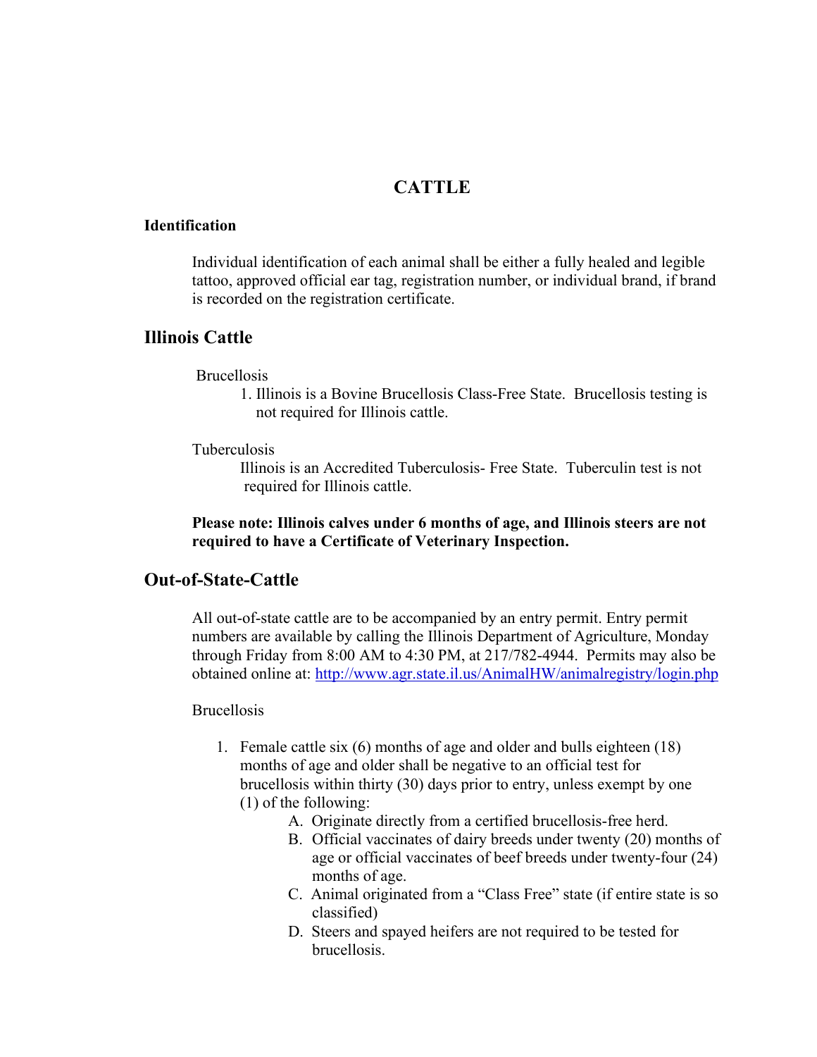# CATTLE

### Identification

Individual identification of each animal shall be either a fully healed and legible tattoo, approved official ear tag, registration number, or individual brand, if brand is recorded on the registration certificate.

## Illinois Cattle

Brucellosis

1. Illinois is a Bovine Brucellosis Class-Free State. Brucellosis testing is not required for Illinois cattle.

Tuberculosis

Illinois is an Accredited Tuberculosis- Free State. Tuberculin test is not required for Illinois cattle.

**Please note: Illinois calves under 6 months of age, and Illinois steers are not required to have a Certificate of Veterinary Inspection.**

## Out-of-State-Cattle

All out-of-state cattle are to be accompanied by an entry permit. Entry permit numbers are available by calling the Illinois Department of Agriculture, Monday through Friday from 8:00 AM to 4:30 PM, at 217/782-4944. Permits may also be obtained online at: http://www.agr.state.il.us/AnimalHW/animalregistry/login.php

Brucellosis

1. Female cattle six (6) months of age and older and bulls eighteen (18) months of age and older shall be negative to an official test for brucellosis within thirty (30) days prior to entry, unless exempt by one (1) of the following:
   - A. Originate directly from a certified brucellosis-free herd.
   - B. Official vaccinates of dairy breeds under twenty (20) months of age or official vaccinates of beef breeds under twenty-four (24) months of age.
   - C. Animal originated from a “Class Free” state (if entire state is so classified)
   - D. Steers and spayed heifers are not required to be tested for brucellosis.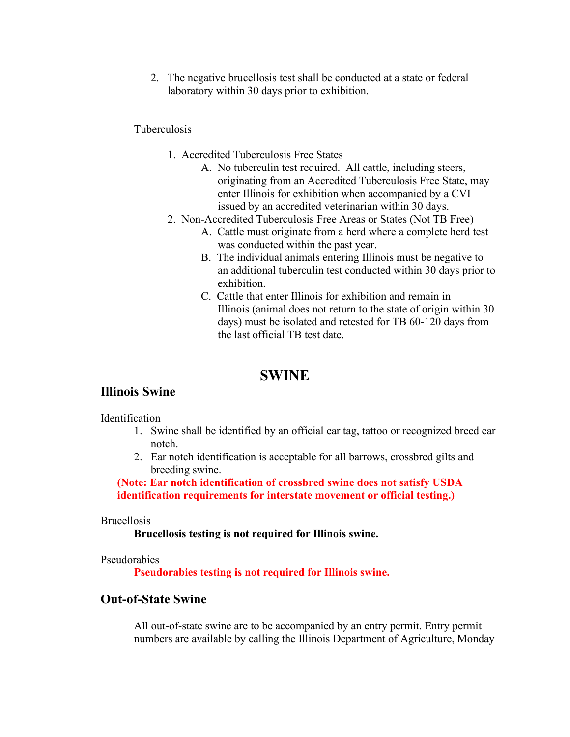2. The negative brucellosis test shall be conducted at a state or federal laboratory within 30 days prior to exhibition.

Tuberculosis

1. Accredited Tuberculosis Free States
   A. No tuberculin test required. All cattle, including steers, originating from an Accredited Tuberculosis Free State, may enter Illinois for exhibition when accompanied by a CVI issued by an accredited veterinarian within 30 days.
2. Non-Accredited Tuberculosis Free Areas or States (Not TB Free)
   A. Cattle must originate from a herd where a complete herd test was conducted within the past year.
   B. The individual animals entering Illinois must be negative to an additional tuberculin test conducted within 30 days prior to exhibition.
   C. Cattle that enter Illinois for exhibition and remain in Illinois (animal does not return to the state of origin within 30 days) must be isolated and retested for TB 60-120 days from the last official TB test date.

# SWINE

## Illinois Swine

Identification

1. Swine shall be identified by an official ear tag, tattoo or recognized breed ear notch.
2. Ear notch identification is acceptable for all barrows, crossbred gilts and breeding swine.

**(Note: Ear notch identification of crossbred swine does not satisfy USDA identification requirements for interstate movement or official testing.)**

Brucellosis

**Brucellosis testing is not required for Illinois swine.**

Pseudorabies

**Pseudorabies testing is not required for Illinois swine.**

## Out-of-State Swine

All out-of-state swine are to be accompanied by an entry permit. Entry permit numbers are available by calling the Illinois Department of Agriculture, Monday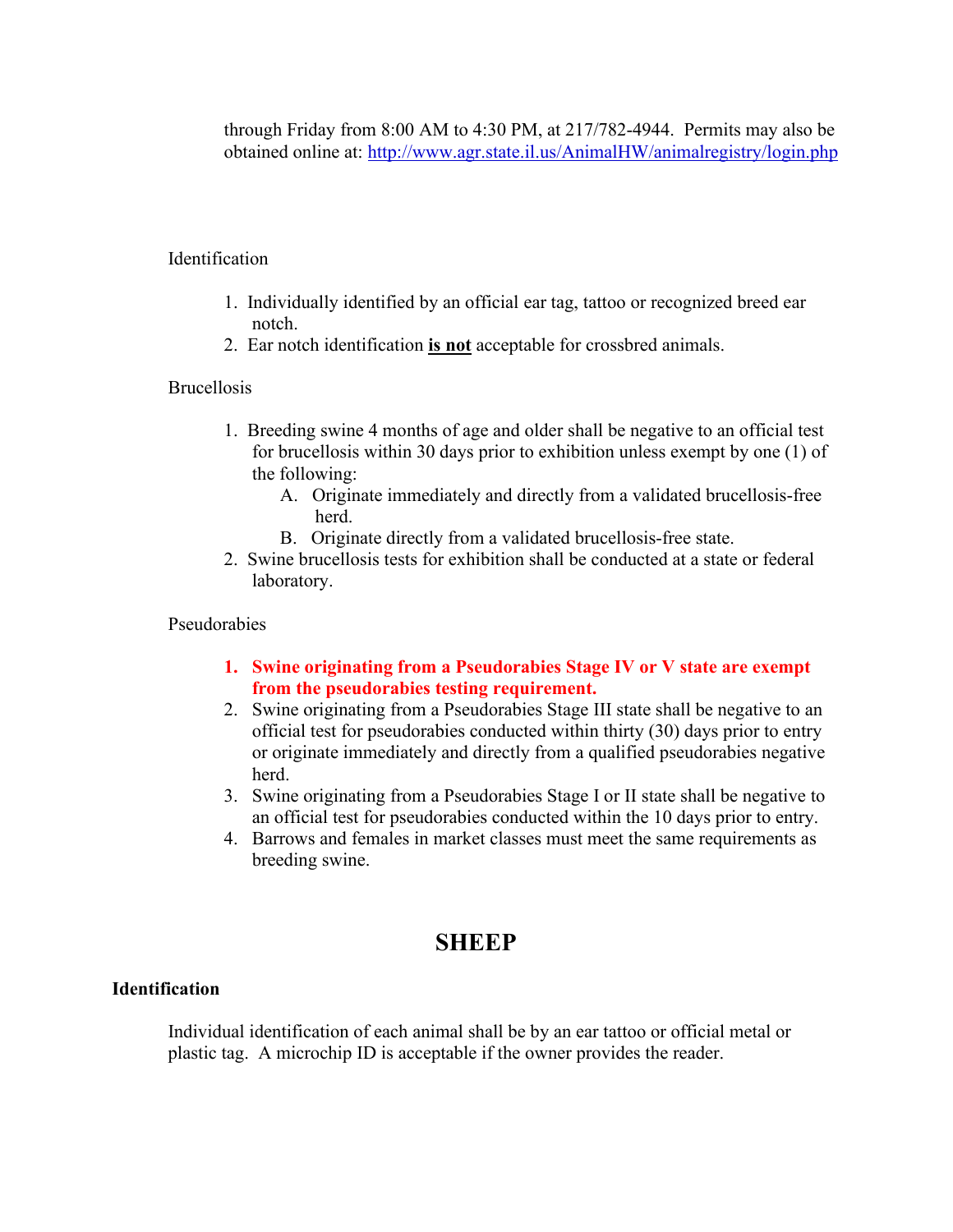through Friday from 8:00 AM to 4:30 PM, at 217/782-4944. Permits may also be obtained online at: http://www.agr.state.il.us/AnimalHW/animalregistry/login.php

Identification

1. Individually identified by an official ear tag, tattoo or recognized breed ear notch.
2. Ear notch identification **is not** acceptable for crossbred animals.

Brucellosis

1. Breeding swine 4 months of age and older shall be negative to an official test for brucellosis within 30 days prior to exhibition unless exempt by one (1) of the following:
   A. Originate immediately and directly from a validated brucellosis-free herd.
   B. Originate directly from a validated brucellosis-free state.
2. Swine brucellosis tests for exhibition shall be conducted at a state or federal laboratory.

Pseudorabies

1. **Swine originating from a Pseudorabies Stage IV or V state are exempt from the pseudorabies testing requirement.**
2. Swine originating from a Pseudorabies Stage III state shall be negative to an official test for pseudorabies conducted within thirty (30) days prior to entry or originate immediately and directly from a qualified pseudorabies negative herd.
3. Swine originating from a Pseudorabies Stage I or II state shall be negative to an official test for pseudorabies conducted within the 10 days prior to entry.
4. Barrows and females in market classes must meet the same requirements as breeding swine.

# SHEEP

**Identification**

Individual identification of each animal shall be by an ear tattoo or official metal or plastic tag. A microchip ID is acceptable if the owner provides the reader.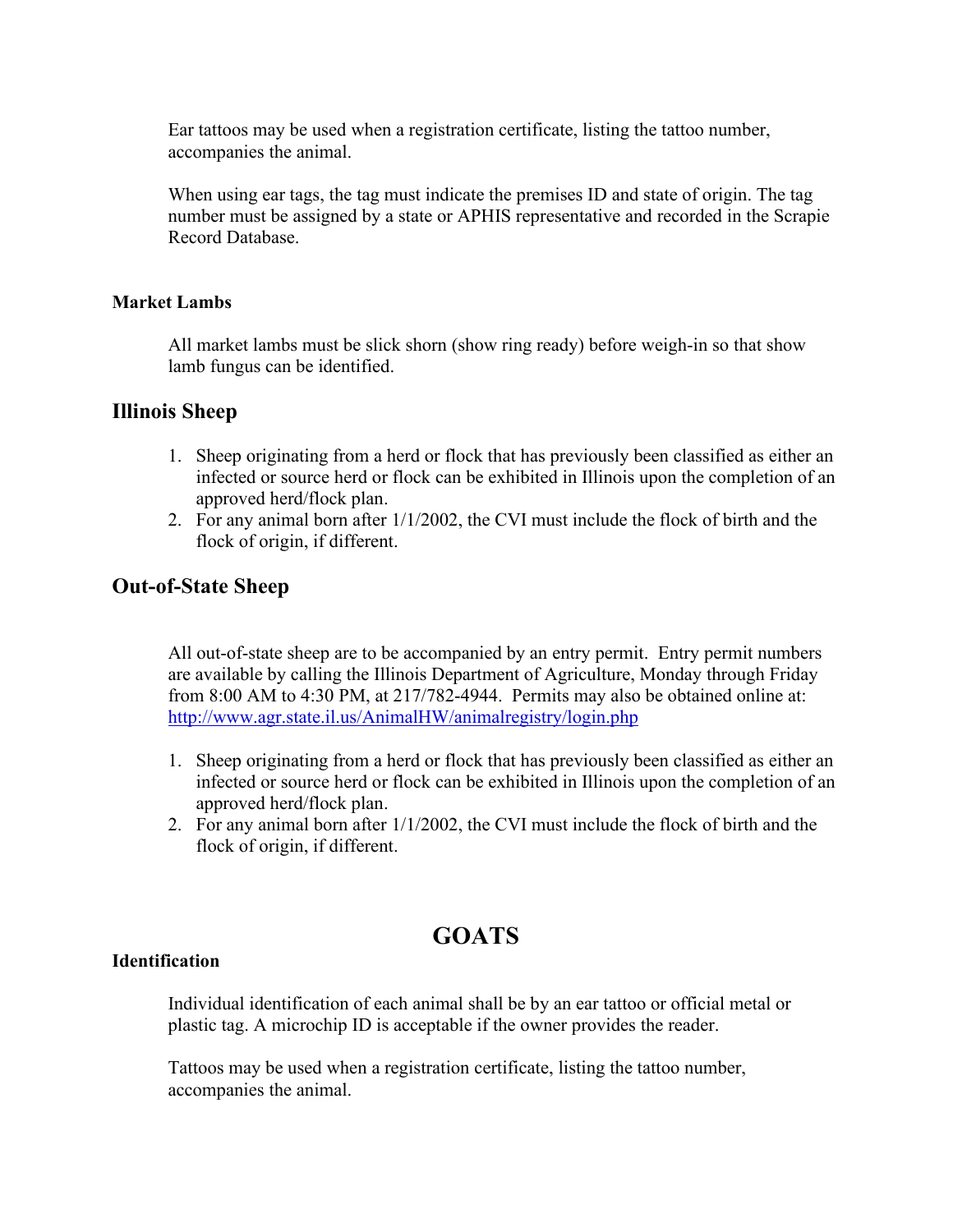Ear tattoos may be used when a registration certificate, listing the tattoo number, accompanies the animal.

When using ear tags, the tag must indicate the premises ID and state of origin. The tag number must be assigned by a state or APHIS representative and recorded in the Scrapie Record Database.

### Market Lambs

All market lambs must be slick shorn (show ring ready) before weigh-in so that show lamb fungus can be identified.

## Illinois Sheep

1. Sheep originating from a herd or flock that has previously been classified as either an infected or source herd or flock can be exhibited in Illinois upon the completion of an approved herd/flock plan.
2. For any animal born after 1/1/2002, the CVI must include the flock of birth and the flock of origin, if different.

## Out-of-State Sheep

All out-of-state sheep are to be accompanied by an entry permit. Entry permit numbers are available by calling the Illinois Department of Agriculture, Monday through Friday from 8:00 AM to 4:30 PM, at 217/782-4944. Permits may also be obtained online at: [http://www.agr.state.il.us/AnimalHW/animalregistry/login.php](http://www.agr.state.il.us/AnimalHW/animalregistry/login.php)

1. Sheep originating from a herd or flock that has previously been classified as either an infected or source herd or flock can be exhibited in Illinois upon the completion of an approved herd/flock plan.
2. For any animal born after 1/1/2002, the CVI must include the flock of birth and the flock of origin, if different.

# GOATS

### Identification

Individual identification of each animal shall be by an ear tattoo or official metal or plastic tag. A microchip ID is acceptable if the owner provides the reader.

Tattoos may be used when a registration certificate, listing the tattoo number, accompanies the animal.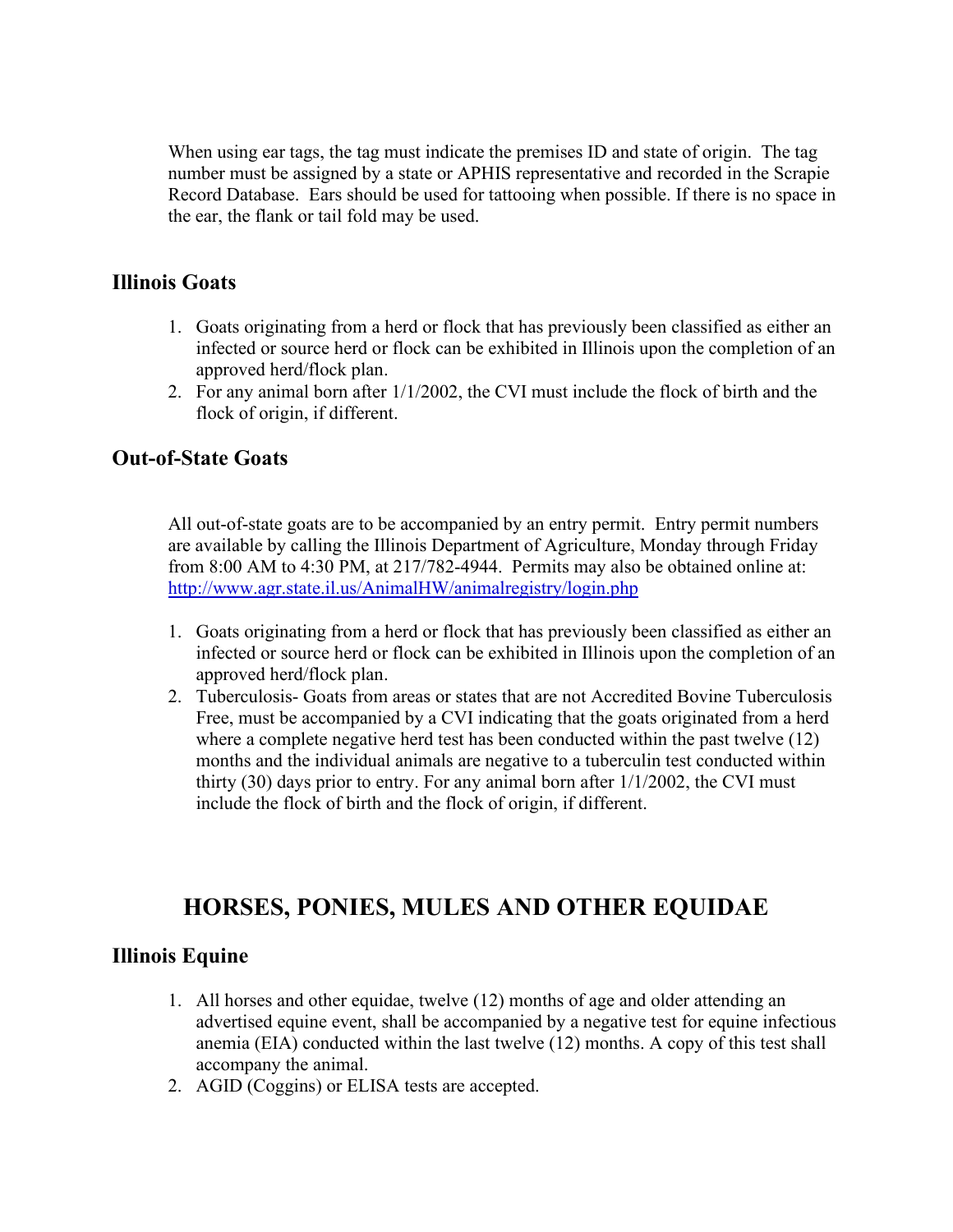When using ear tags, the tag must indicate the premises ID and state of origin. The tag number must be assigned by a state or APHIS representative and recorded in the Scrapie Record Database. Ears should be used for tattooing when possible. If there is no space in the ear, the flank or tail fold may be used.

### Illinois Goats

1. Goats originating from a herd or flock that has previously been classified as either an infected or source herd or flock can be exhibited in Illinois upon the completion of an approved herd/flock plan.
2. For any animal born after 1/1/2002, the CVI must include the flock of birth and the flock of origin, if different.

### Out-of-State Goats

All out-of-state goats are to be accompanied by an entry permit. Entry permit numbers are available by calling the Illinois Department of Agriculture, Monday through Friday from 8:00 AM to 4:30 PM, at 217/782-4944. Permits may also be obtained online at: [http://www.agr.state.il.us/AnimalHW/animalregistry/login.php](http://www.agr.state.il.us/AnimalHW/animalregistry/login.php)

1. Goats originating from a herd or flock that has previously been classified as either an infected or source herd or flock can be exhibited in Illinois upon the completion of an approved herd/flock plan.
2. Tuberculosis- Goats from areas or states that are not Accredited Bovine Tuberculosis Free, must be accompanied by a CVI indicating that the goats originated from a herd where a complete negative herd test has been conducted within the past twelve (12) months and the individual animals are negative to a tuberculin test conducted within thirty (30) days prior to entry. For any animal born after 1/1/2002, the CVI must include the flock of birth and the flock of origin, if different.

## HORSES, PONIES, MULES AND OTHER EQUIDAE

### Illinois Equine

1. All horses and other equidae, twelve (12) months of age and older attending an advertised equine event, shall be accompanied by a negative test for equine infectious anemia (EIA) conducted within the last twelve (12) months. A copy of this test shall accompany the animal.
2. AGID (Coggins) or ELISA tests are accepted.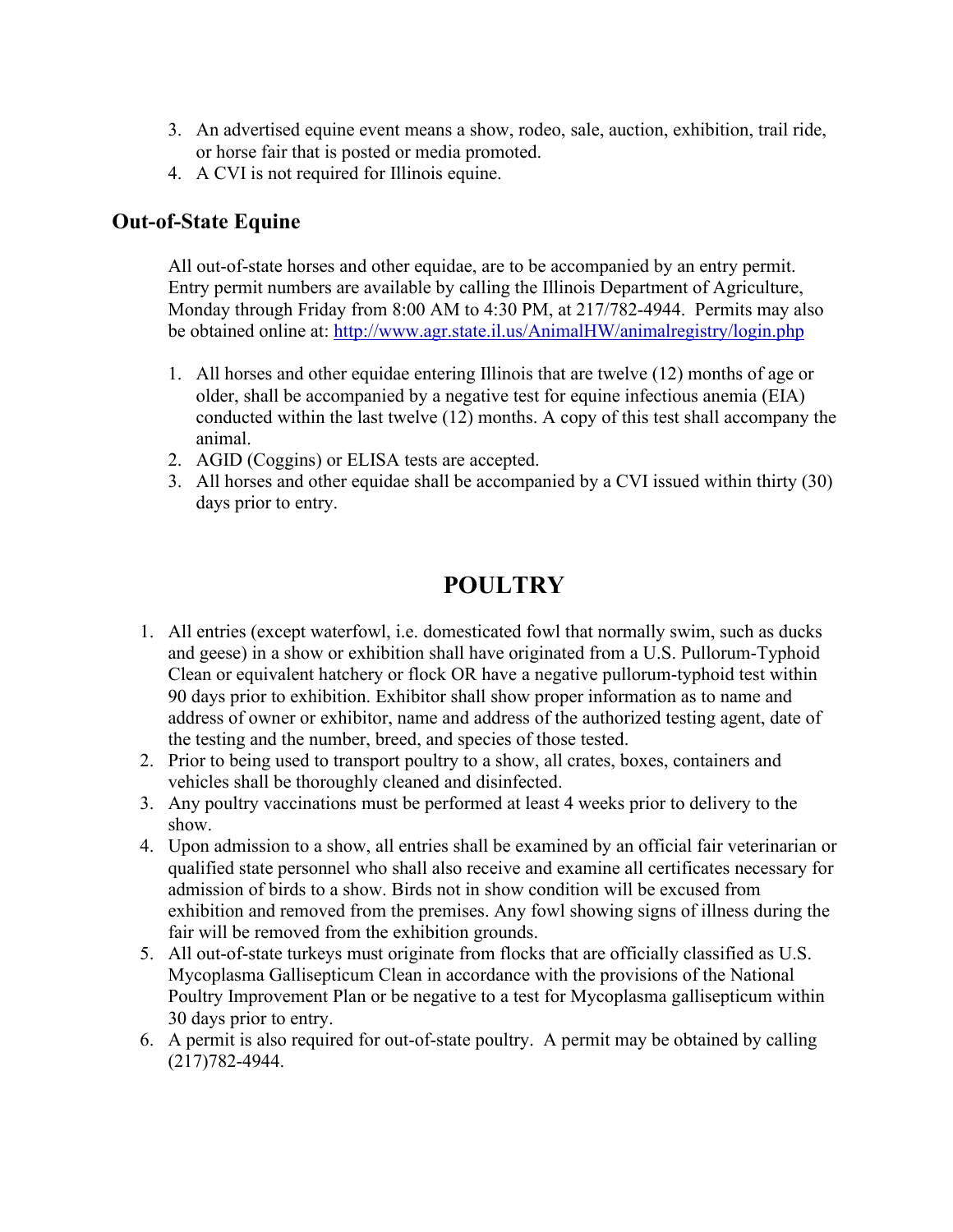3. An advertised equine event means a show, rodeo, sale, auction, exhibition, trail ride, or horse fair that is posted or media promoted.
4. A CVI is not required for Illinois equine.

### Out-of-State Equine

All out-of-state horses and other equidae, are to be accompanied by an entry permit. Entry permit numbers are available by calling the Illinois Department of Agriculture, Monday through Friday from 8:00 AM to 4:30 PM, at 217/782-4944. Permits may also be obtained online at: [http://www.agr.state.il.us/AnimalHW/animalregistry/login.php](http://www.agr.state.il.us/AnimalHW/animalregistry/login.php)

1. All horses and other equidae entering Illinois that are twelve (12) months of age or older, shall be accompanied by a negative test for equine infectious anemia (EIA) conducted within the last twelve (12) months. A copy of this test shall accompany the animal.
2. AGID (Coggins) or ELISA tests are accepted.
3. All horses and other equidae shall be accompanied by a CVI issued within thirty (30) days prior to entry.

## POULTRY

1. All entries (except waterfowl, i.e. domesticated fowl that normally swim, such as ducks and geese) in a show or exhibition shall have originated from a U.S. Pullorum-Typhoid Clean or equivalent hatchery or flock OR have a negative pullorum-typhoid test within 90 days prior to exhibition. Exhibitor shall show proper information as to name and address of owner or exhibitor, name and address of the authorized testing agent, date of the testing and the number, breed, and species of those tested.
2. Prior to being used to transport poultry to a show, all crates, boxes, containers and vehicles shall be thoroughly cleaned and disinfected.
3. Any poultry vaccinations must be performed at least 4 weeks prior to delivery to the show.
4. Upon admission to a show, all entries shall be examined by an official fair veterinarian or qualified state personnel who shall also receive and examine all certificates necessary for admission of birds to a show. Birds not in show condition will be excused from exhibition and removed from the premises. Any fowl showing signs of illness during the fair will be removed from the exhibition grounds.
5. All out-of-state turkeys must originate from flocks that are officially classified as U.S. Mycoplasma Gallisepticum Clean in accordance with the provisions of the National Poultry Improvement Plan or be negative to a test for Mycoplasma gallisepticum within 30 days prior to entry.
6. A permit is also required for out-of-state poultry. A permit may be obtained by calling (217)782-4944.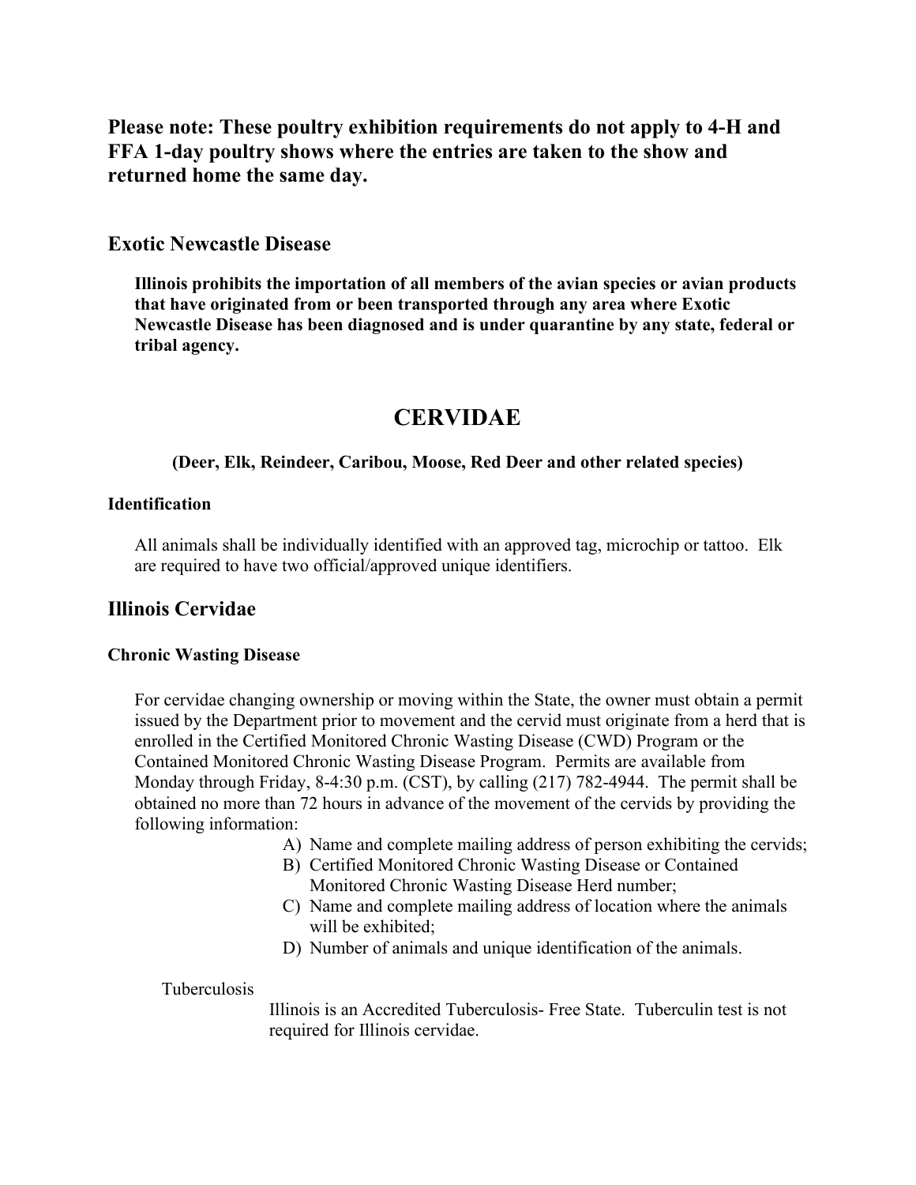**Please note: These poultry exhibition requirements do not apply to 4-H and FFA 1-day poultry shows where the entries are taken to the show and returned home the same day.**

## Exotic Newcastle Disease

**Illinois prohibits the importation of all members of the avian species or avian products that have originated from or been transported through any area where Exotic Newcastle Disease has been diagnosed and is under quarantine by any state, federal or tribal agency.**

# CERVIDAE

**(Deer, Elk, Reindeer, Caribou, Moose, Red Deer and other related species)**

### Identification

All animals shall be individually identified with an approved tag, microchip or tattoo. Elk are required to have two official/approved unique identifiers.

## Illinois Cervidae

### Chronic Wasting Disease

For cervidae changing ownership or moving within the State, the owner must obtain a permit issued by the Department prior to movement and the cervid must originate from a herd that is enrolled in the Certified Monitored Chronic Wasting Disease (CWD) Program or the Contained Monitored Chronic Wasting Disease Program. Permits are available from Monday through Friday, 8-4:30 p.m. (CST), by calling (217) 782-4944. The permit shall be obtained no more than 72 hours in advance of the movement of the cervids by providing the following information:

A) Name and complete mailing address of person exhibiting the cervids;
B) Certified Monitored Chronic Wasting Disease or Contained Monitored Chronic Wasting Disease Herd number;
C) Name and complete mailing address of location where the animals will be exhibited;
D) Number of animals and unique identification of the animals.

Tuberculosis

Illinois is an Accredited Tuberculosis- Free State. Tuberculin test is not required for Illinois cervidae.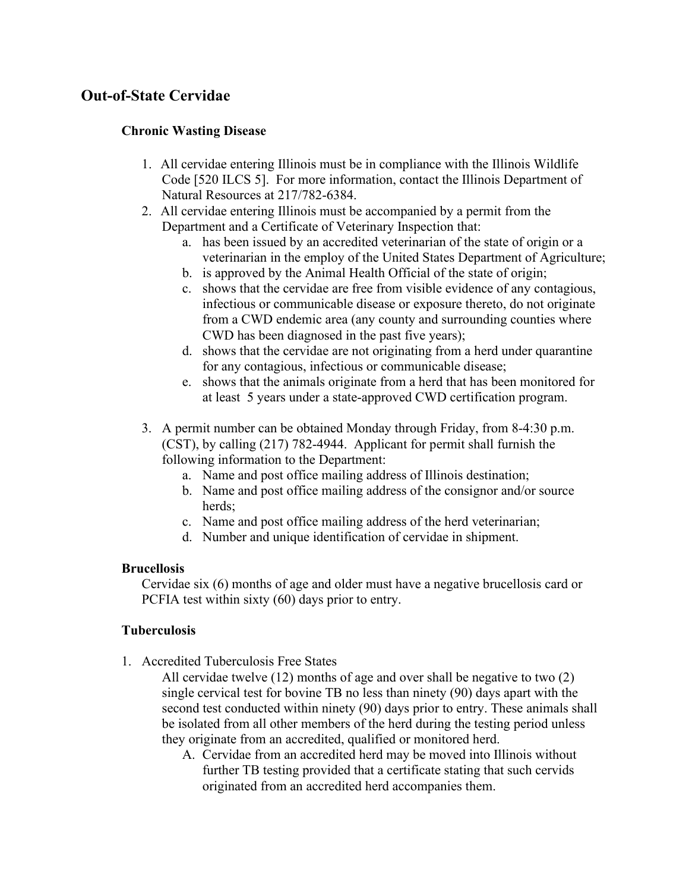## Out-of-State Cervidae

### Chronic Wasting Disease

1. All cervidae entering Illinois must be in compliance with the Illinois Wildlife Code [520 ILCS 5]. For more information, contact the Illinois Department of Natural Resources at 217/782-6384.
2. All cervidae entering Illinois must be accompanied by a permit from the Department and a Certificate of Veterinary Inspection that:
   a. has been issued by an accredited veterinarian of the state of origin or a veterinarian in the employ of the United States Department of Agriculture;
   b. is approved by the Animal Health Official of the state of origin;
   c. shows that the cervidae are free from visible evidence of any contagious, infectious or communicable disease or exposure thereto, do not originate from a CWD endemic area (any county and surrounding counties where CWD has been diagnosed in the past five years);
   d. shows that the cervidae are not originating from a herd under quarantine for any contagious, infectious or communicable disease;
   e. shows that the animals originate from a herd that has been monitored for at least 5 years under a state-approved CWD certification program.

3. A permit number can be obtained Monday through Friday, from 8-4:30 p.m. (CST), by calling (217) 782-4944. Applicant for permit shall furnish the following information to the Department:
   a. Name and post office mailing address of Illinois destination;
   b. Name and post office mailing address of the consignor and/or source herds;
   c. Name and post office mailing address of the herd veterinarian;
   d. Number and unique identification of cervidae in shipment.

### Brucellosis

Cervidae six (6) months of age and older must have a negative brucellosis card or PCFIA test within sixty (60) days prior to entry.

### Tuberculosis

1. Accredited Tuberculosis Free States

   All cervidae twelve (12) months of age and over shall be negative to two (2) single cervical test for bovine TB no less than ninety (90) days apart with the second test conducted within ninety (90) days prior to entry. These animals shall be isolated from all other members of the herd during the testing period unless they originate from an accredited, qualified or monitored herd.

   A. Cervidae from an accredited herd may be moved into Illinois without further TB testing provided that a certificate stating that such cervids originated from an accredited herd accompanies them.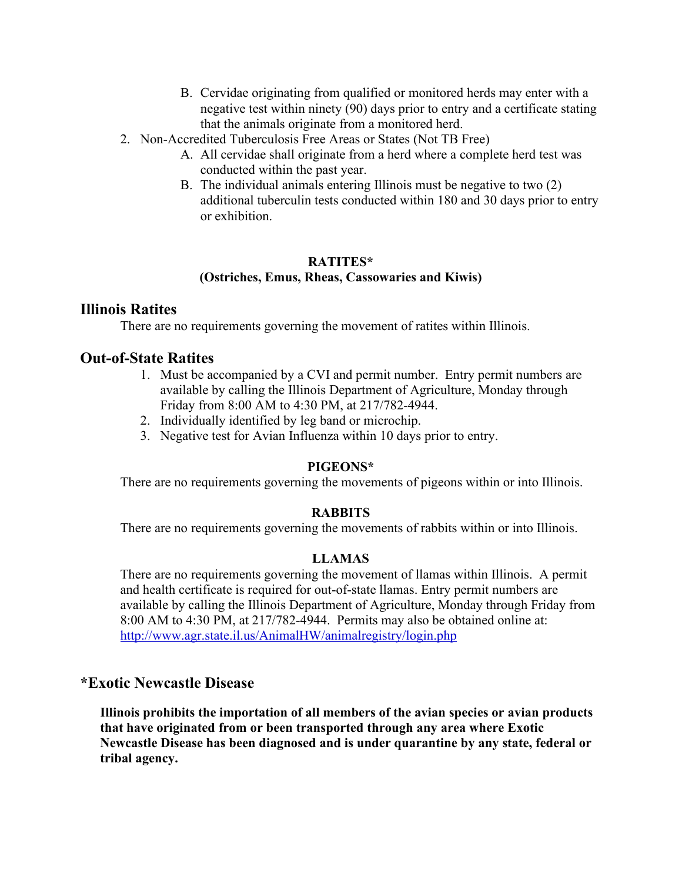B. Cervidae originating from qualified or monitored herds may enter with a negative test within ninety (90) days prior to entry and a certificate stating that the animals originate from a monitored herd.

2. Non-Accredited Tuberculosis Free Areas or States (Not TB Free)
   A. All cervidae shall originate from a herd where a complete herd test was conducted within the past year.
   B. The individual animals entering Illinois must be negative to two (2) additional tuberculin tests conducted within 180 and 30 days prior to entry or exhibition.

**RATITES***
**(Ostriches, Emus, Rheas, Cassowaries and Kiwis)**

## Illinois Ratites

There are no requirements governing the movement of ratites within Illinois.

## Out-of-State Ratites

1. Must be accompanied by a CVI and permit number. Entry permit numbers are available by calling the Illinois Department of Agriculture, Monday through Friday from 8:00 AM to 4:30 PM, at 217/782-4944.
2. Individually identified by leg band or microchip.
3. Negative test for Avian Influenza within 10 days prior to entry.

**PIGEONS***

There are no requirements governing the movements of pigeons within or into Illinois.

**RABBITS**

There are no requirements governing the movements of rabbits within or into Illinois.

**LLAMAS**

There are no requirements governing the movement of llamas within Illinois. A permit and health certificate is required for out-of-state llamas. Entry permit numbers are available by calling the Illinois Department of Agriculture, Monday through Friday from 8:00 AM to 4:30 PM, at 217/782-4944. Permits may also be obtained online at: http://www.agr.state.il.us/AnimalHW/animalregistry/login.php

## *Exotic Newcastle Disease

**Illinois prohibits the importation of all members of the avian species or avian products that have originated from or been transported through any area where Exotic Newcastle Disease has been diagnosed and is under quarantine by any state, federal or tribal agency.**